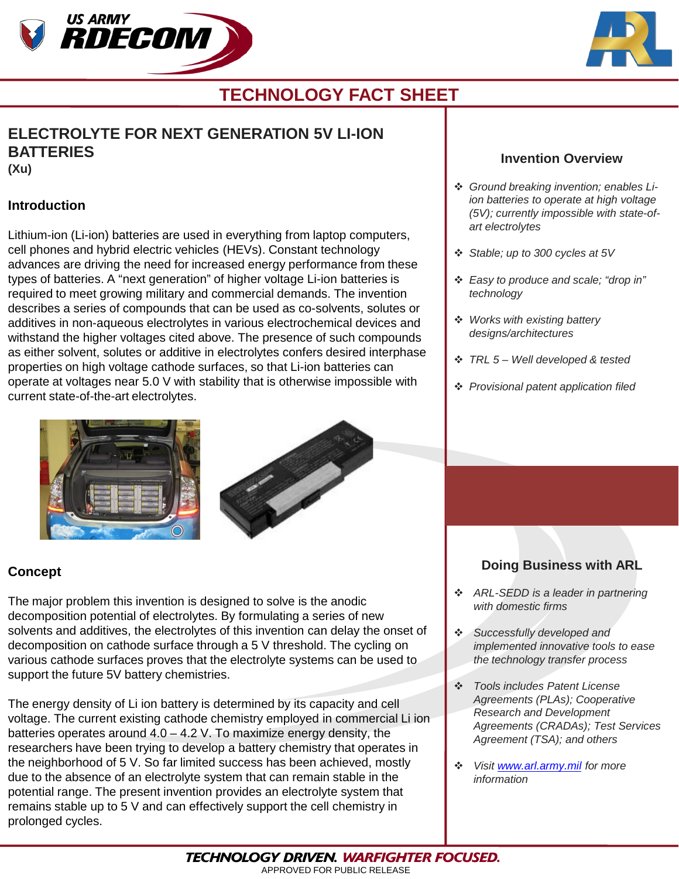# TECHNOLOGY FACT SHEET

## ELECTROLYTE FOR NEXT GENERATION 5V LI-ION BATTERIES

**(Xu)**

### Introduction

Lithium-ion (Li-ion) batteries are used in everything from laptop computers, cell phones and hybrid electric vehicles (HEVs). Constant technology advances are driving the need for increased energy performance from these types of batteries. A "next generation" of higher voltage Li-ion batteries is required to meet growing military and commercial demands. The invention describes a series of compounds that can be used as co-solvents, solutes or additives in non-aqueous electrolytes in various electrochemical devices and withstand the higher voltages cited above. The presence of such compounds as either solvent, solutes or additive in electrolytes confers desired interphase properties on high voltage cathode surfaces, so that Li-ion batteries can operate at voltages near 5.0 V with stability that is otherwise impossible with current state-of-the-art electrolytes.

### Concept

The major problem this invention is designed to solve is the anodic decomposition potential of electrolytes. By formulating a series of new solvents and additives, the electrolytes of this invention can delay the onset of decomposition on cathode surface through a 5 V threshold. The cycling on various cathode surfaces proves that the electrolyte systems can be used to support the future 5V battery chemistries.

The energy density of Li ion battery is determined by its capacity and cell voltage. The current existing cathode chemistry employed in commercial Li ion batteries operates around 4.0 – 4.2 V. To maximize energy density, the researchers have been trying to develop a battery chemistry that operates in the neighborhood of 5 V. So far limited success has been achieved, mostly due to the absence of an electrolyte system that can remain stable in the potential range. The present invention provides an electrolyte system that remains stable up to 5 V and can effectively support the cell chemistry in prolonged cycles.

### Invention Overview

- *Ground breaking invention; enables Li-ion batteries to operate at high voltage (5V); currently impossible with state-of-art electrolytes*
- *Stable; up to 300 cycles at 5V*
- *Easy to produce and scale; "drop in" technology*
- *Works with existing battery designs/architectures*
- *TRL 5 – Well developed & tested*
- *Provisional patent application filed*

### Doing Business with ARL

- *ARL-SEDD is a leader in partnering with domestic firms*
- *Successfully developed and implemented innovative tools to ease the technology transfer process*
- *Tools includes Patent License Agreements (PLAs); Cooperative Research and Development Agreements (CRADAs); Test Services Agreement (TSA); and others*
- *Visit [www.arl.army.mil](http://www.arl.army.mil) for more information*

**TECHNOLOGY DRIVEN. WARFIGHTER FOCUSED.**

APPROVED FOR PUBLIC RELEASE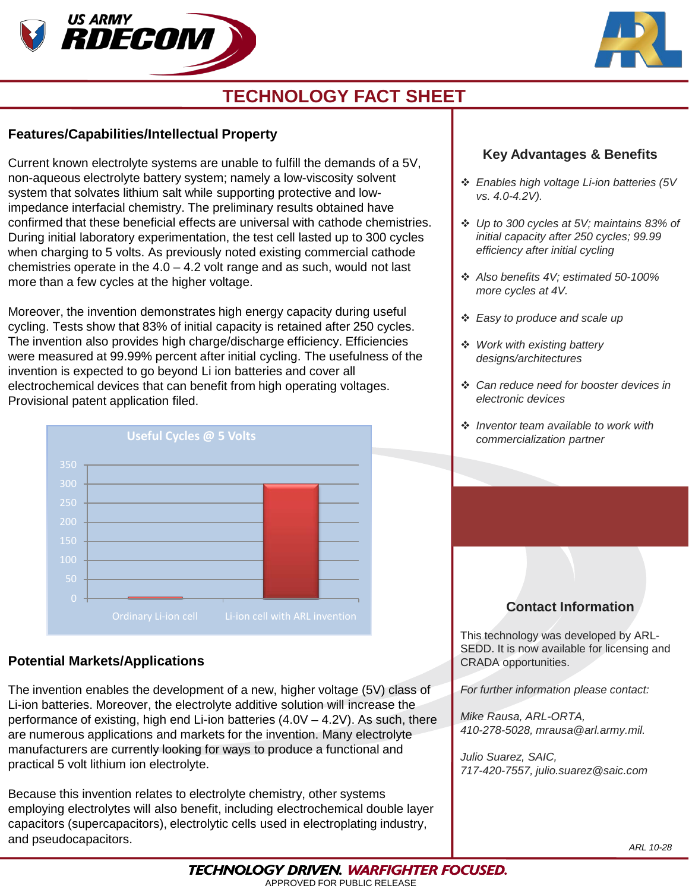# TECHNOLOGY FACT SHEET

## Features/Capabilities/Intellectual Property

Current known electrolyte systems are unable to fulfill the demands of a 5V, non-aqueous electrolyte battery system; namely a low-viscosity solvent system that solvates lithium salt while supporting protective and low-impedance interfacial chemistry. The preliminary results obtained have confirmed that these beneficial effects are universal with cathode chemistries. During initial laboratory experimentation, the test cell lasted up to 300 cycles when charging to 5 volts. As previously noted existing commercial cathode chemistries operate in the 4.0 – 4.2 volt range and as such, would not last more than a few cycles at the higher voltage.

Moreover, the invention demonstrates high energy capacity during useful cycling. Tests show that 83% of initial capacity is retained after 250 cycles. The invention also provides high charge/discharge efficiency. Efficiencies were measured at 99.99% percent after initial cycling. The usefulness of the invention is expected to go beyond Li ion batteries and cover all electrochemical devices that can benefit from high operating voltages. Provisional patent application filed.

Useful Cycles @ 5 Volts

350
300
250
200
150
100
50
0

Ordinary Li-ion cell
Li-ion cell with ARL invention

## Potential Markets/Applications

The invention enables the development of a new, higher voltage (5V) class of Li-ion batteries. Moreover, the electrolyte additive solution will increase the performance of existing, high end Li-ion batteries (4.0V – 4.2V). As such, there are numerous applications and markets for the invention. Many electrolyte manufacturers are currently looking for ways to produce a functional and practical 5 volt lithium ion electrolyte.

Because this invention relates to electrolyte chemistry, other systems employing electrolytes will also benefit, including electrochemical double layer capacitors (supercapacitors), electrolytic cells used in electroplating industry, and pseudocapacitors.

## Key Advantages & Benefits

- *Enables high voltage Li-ion batteries (5V vs. 4.0-4.2V).*
- *Up to 300 cycles at 5V; maintains 83% of initial capacity after 250 cycles; 99.99 efficiency after initial cycling*
- *Also benefits 4V; estimated 50-100% more cycles at 4V.*
- *Easy to produce and scale up*
- *Work with existing battery designs/architectures*
- *Can reduce need for booster devices in electronic devices*
- *Inventor team available to work with commercialization partner*

## Contact Information

This technology was developed by ARL-SEDD. It is now available for licensing and CRADA opportunities.

*For further information please contact:*

*Mike Rausa, ARL-ORTA, 410-278-5028, mrausa@arl.army.mil.*

*Julio Suarez, SAIC, 717-420-7557, julio.suarez@saic.com*

*ARL 10-28*

**TECHNOLOGY DRIVEN. WARFIGHTER FOCUSED.**

APPROVED FOR PUBLIC RELEASE